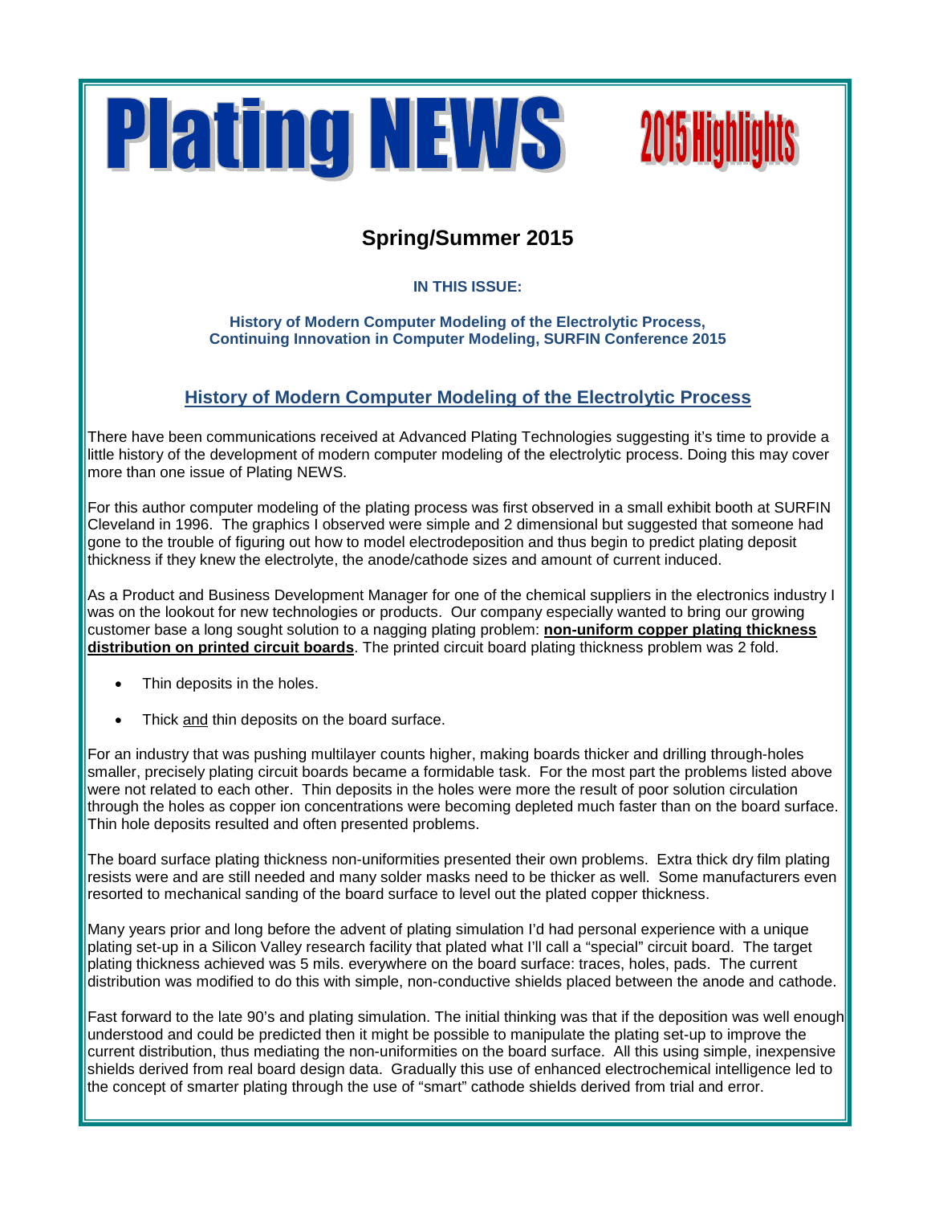# Plating NEWS 2015 Highlights

## Spring/Summer 2015

**IN THIS ISSUE:**

**History of Modern Computer Modeling of the Electrolytic Process,**
**Continuing Innovation in Computer Modeling, SURFIN Conference 2015**

## History of Modern Computer Modeling of the Electrolytic Process

There have been communications received at Advanced Plating Technologies suggesting it's time to provide a little history of the development of modern computer modeling of the electrolytic process. Doing this may cover more than one issue of Plating NEWS.

For this author computer modeling of the plating process was first observed in a small exhibit booth at SURFIN Cleveland in 1996. The graphics I observed were simple and 2 dimensional but suggested that someone had gone to the trouble of figuring out how to model electrodeposition and thus begin to predict plating deposit thickness if they knew the electrolyte, the anode/cathode sizes and amount of current induced.

As a Product and Business Development Manager for one of the chemical suppliers in the electronics industry I was on the lookout for new technologies or products. Our company especially wanted to bring our growing customer base a long sought solution to a nagging plating problem: **non-uniform copper plating thickness distribution on printed circuit boards**. The printed circuit board plating thickness problem was 2 fold.

- Thin deposits in the holes.
- Thick and thin deposits on the board surface.

For an industry that was pushing multilayer counts higher, making boards thicker and drilling through-holes smaller, precisely plating circuit boards became a formidable task. For the most part the problems listed above were not related to each other. Thin deposits in the holes were more the result of poor solution circulation through the holes as copper ion concentrations were becoming depleted much faster than on the board surface. Thin hole deposits resulted and often presented problems.

The board surface plating thickness non-uniformities presented their own problems. Extra thick dry film plating resists were and are still needed and many solder masks need to be thicker as well. Some manufacturers even resorted to mechanical sanding of the board surface to level out the plated copper thickness.

Many years prior and long before the advent of plating simulation I'd had personal experience with a unique plating set-up in a Silicon Valley research facility that plated what I'll call a "special" circuit board. The target plating thickness achieved was 5 mils. everywhere on the board surface: traces, holes, pads. The current distribution was modified to do this with simple, non-conductive shields placed between the anode and cathode.

Fast forward to the late 90's and plating simulation. The initial thinking was that if the deposition was well enough understood and could be predicted then it might be possible to manipulate the plating set-up to improve the current distribution, thus mediating the non-uniformities on the board surface. All this using simple, inexpensive shields derived from real board design data. Gradually this use of enhanced electrochemical intelligence led to the concept of smarter plating through the use of "smart" cathode shields derived from trial and error.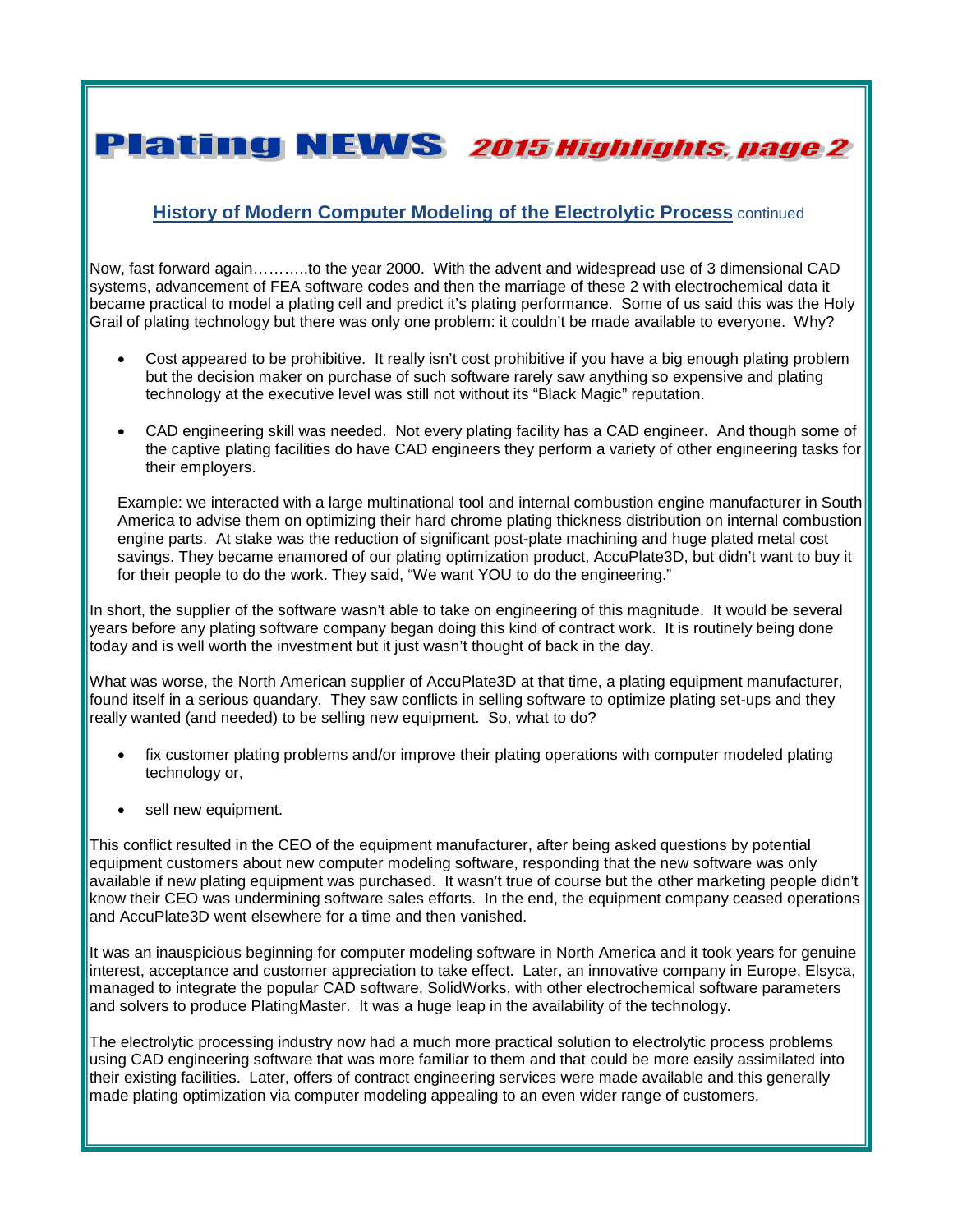# Plating NEWS *2015 Highlights, page 2*

## History of Modern Computer Modeling of the Electrolytic Process continued

Now, fast forward again………..to the year 2000. With the advent and widespread use of 3 dimensional CAD systems, advancement of FEA software codes and then the marriage of these 2 with electrochemical data it became practical to model a plating cell and predict it's plating performance. Some of us said this was the Holy Grail of plating technology but there was only one problem: it couldn't be made available to everyone. Why?

- Cost appeared to be prohibitive. It really isn't cost prohibitive if you have a big enough plating problem but the decision maker on purchase of such software rarely saw anything so expensive and plating technology at the executive level was still not without its "Black Magic" reputation.

- CAD engineering skill was needed. Not every plating facility has a CAD engineer. And though some of the captive plating facilities do have CAD engineers they perform a variety of other engineering tasks for their employers.

Example: we interacted with a large multinational tool and internal combustion engine manufacturer in South America to advise them on optimizing their hard chrome plating thickness distribution on internal combustion engine parts. At stake was the reduction of significant post-plate machining and huge plated metal cost savings. They became enamored of our plating optimization product, AccuPlate3D, but didn't want to buy it for their people to do the work. They said, "We want YOU to do the engineering."

In short, the supplier of the software wasn't able to take on engineering of this magnitude. It would be several years before any plating software company began doing this kind of contract work. It is routinely being done today and is well worth the investment but it just wasn't thought of back in the day.

What was worse, the North American supplier of AccuPlate3D at that time, a plating equipment manufacturer, found itself in a serious quandary. They saw conflicts in selling software to optimize plating set-ups and they really wanted (and needed) to be selling new equipment. So, what to do?

- fix customer plating problems and/or improve their plating operations with computer modeled plating technology or,

- sell new equipment.

This conflict resulted in the CEO of the equipment manufacturer, after being asked questions by potential equipment customers about new computer modeling software, responding that the new software was only available if new plating equipment was purchased. It wasn't true of course but the other marketing people didn't know their CEO was undermining software sales efforts. In the end, the equipment company ceased operations and AccuPlate3D went elsewhere for a time and then vanished.

It was an inauspicious beginning for computer modeling software in North America and it took years for genuine interest, acceptance and customer appreciation to take effect. Later, an innovative company in Europe, Elsyca, managed to integrate the popular CAD software, SolidWorks, with other electrochemical software parameters and solvers to produce PlatingMaster. It was a huge leap in the availability of the technology.

The electrolytic processing industry now had a much more practical solution to electrolytic process problems using CAD engineering software that was more familiar to them and that could be more easily assimilated into their existing facilities. Later, offers of contract engineering services were made available and this generally made plating optimization via computer modeling appealing to an even wider range of customers.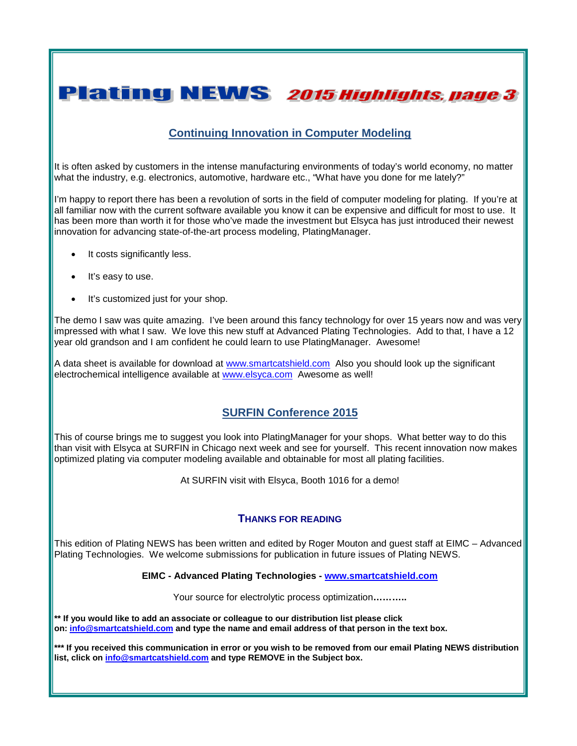# Plating NEWS *2015 Highlights, page 3*

## Continuing Innovation in Computer Modeling

It is often asked by customers in the intense manufacturing environments of today's world economy, no matter what the industry, e.g. electronics, automotive, hardware etc., "What have you done for me lately?"

I'm happy to report there has been a revolution of sorts in the field of computer modeling for plating. If you're at all familiar now with the current software available you know it can be expensive and difficult for most to use. It has been more than worth it for those who've made the investment but Elsyca has just introduced their newest innovation for advancing state-of-the-art process modeling, PlatingManager.

- It costs significantly less.
- It's easy to use.
- It's customized just for your shop.

The demo I saw was quite amazing. I've been around this fancy technology for over 15 years now and was very impressed with what I saw. We love this new stuff at Advanced Plating Technologies. Add to that, I have a 12 year old grandson and I am confident he could learn to use PlatingManager. Awesome!

A data sheet is available for download at www.smartcatshield.com Also you should look up the significant electrochemical intelligence available at www.elsyca.com Awesome as well!

## SURFIN Conference 2015

This of course brings me to suggest you look into PlatingManager for your shops. What better way to do this than visit with Elsyca at SURFIN in Chicago next week and see for yourself. This recent innovation now makes optimized plating via computer modeling available and obtainable for most all plating facilities.

At SURFIN visit with Elsyca, Booth 1016 for a demo!

### THANKS FOR READING

This edition of Plating NEWS has been written and edited by Roger Mouton and guest staff at EIMC – Advanced Plating Technologies. We welcome submissions for publication in future issues of Plating NEWS.

**EIMC - Advanced Plating Technologies - www.smartcatshield.com**

Your source for electrolytic process optimization**………..**

**** If you would like to add an associate or colleague to our distribution list please click on: info@smartcatshield.com and type the name and email address of that person in the text box.**

***** If you received this communication in error or you wish to be removed from our email Plating NEWS distribution list, click on info@smartcatshield.com and type REMOVE in the Subject box.**